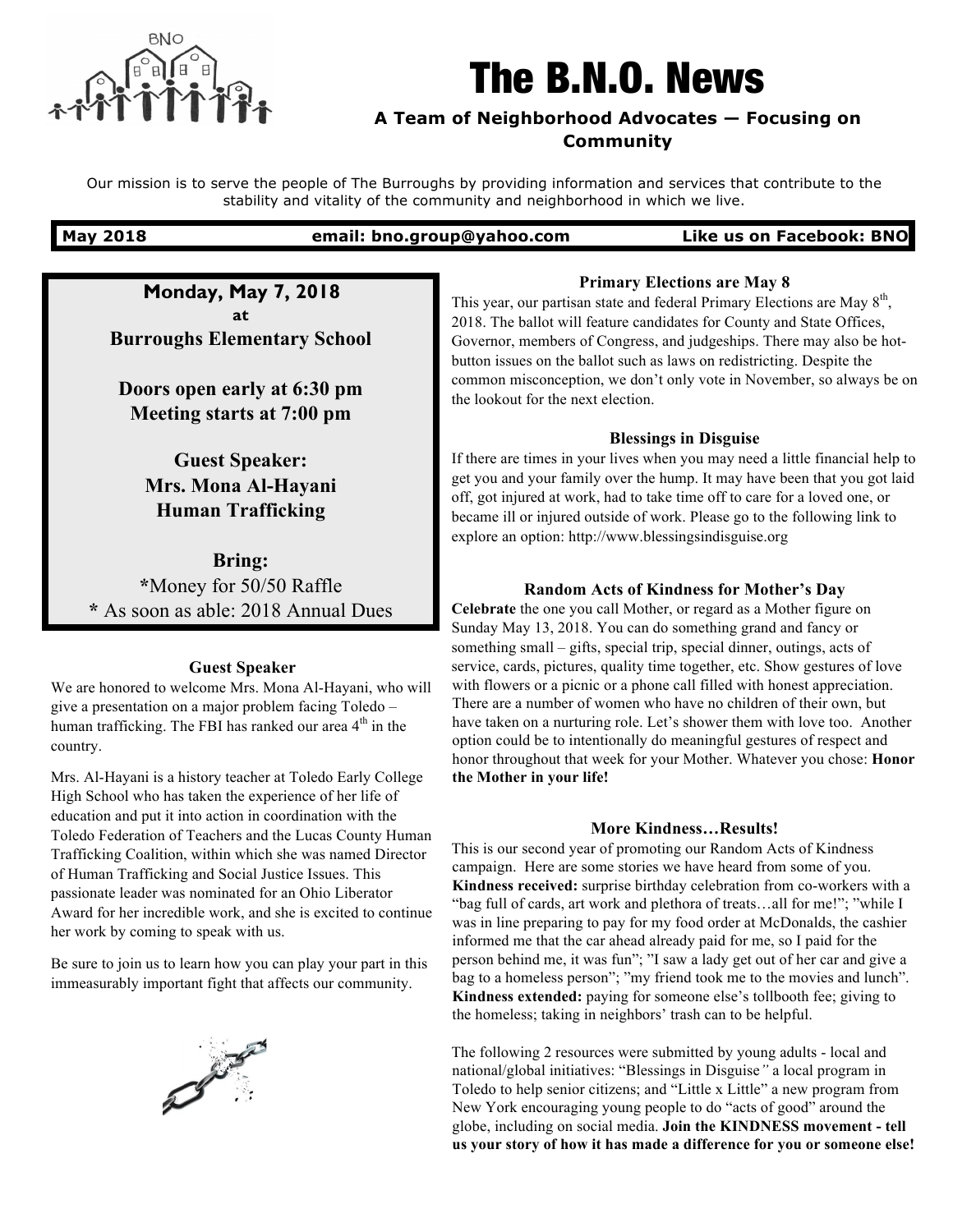# The B.N.O. News

**A Team of Neighborhood Advocates — Focusing on Community**

Our mission is to serve the people of The Burroughs by providing information and services that contribute to the stability and vitality of the community and neighborhood in which we live.

**May 2018** **email: bno.group@yahoo.com** **Like us on Facebook: BNO**

**Monday, May 7, 2018**
**at**
**Burroughs Elementary School**

**Doors open early at 6:30 pm**
**Meeting starts at 7:00 pm**

**Guest Speaker:**
**Mrs. Mona Al-Hayani**
**Human Trafficking**

**Bring:**
*Money for 50/50 Raffle
* As soon as able: 2018 Annual Dues

### Guest Speaker

We are honored to welcome Mrs. Mona Al-Hayani, who will give a presentation on a major problem facing Toledo – human trafficking. The FBI has ranked our area 4th in the country.

Mrs. Al-Hayani is a history teacher at Toledo Early College High School who has taken the experience of her life of education and put it into action in coordination with the Toledo Federation of Teachers and the Lucas County Human Trafficking Coalition, within which she was named Director of Human Trafficking and Social Justice Issues. This passionate leader was nominated for an Ohio Liberator Award for her incredible work, and she is excited to continue her work by coming to speak with us.

Be sure to join us to learn how you can play your part in this immeasurably important fight that affects our community.

### Primary Elections are May 8

This year, our partisan state and federal Primary Elections are May 8th, 2018. The ballot will feature candidates for County and State Offices, Governor, members of Congress, and judgeships. There may also be hot-button issues on the ballot such as laws on redistricting. Despite the common misconception, we don't only vote in November, so always be on the lookout for the next election.

### Blessings in Disguise

If there are times in your lives when you may need a little financial help to get you and your family over the hump. It may have been that you got laid off, got injured at work, had to take time off to care for a loved one, or became ill or injured outside of work. Please go to the following link to explore an option: http://www.blessingsindisguise.org

### Random Acts of Kindness for Mother's Day

**Celebrate** the one you call Mother, or regard as a Mother figure on Sunday May 13, 2018. You can do something grand and fancy or something small – gifts, special trip, special dinner, outings, acts of service, cards, pictures, quality time together, etc. Show gestures of love with flowers or a picnic or a phone call filled with honest appreciation. There are a number of women who have no children of their own, but have taken on a nurturing role. Let's shower them with love too. Another option could be to intentionally do meaningful gestures of respect and honor throughout that week for your Mother. Whatever you chose: **Honor the Mother in your life!**

### More Kindness…Results!

This is our second year of promoting our Random Acts of Kindness campaign. Here are some stories we have heard from some of you. **Kindness received:** surprise birthday celebration from co-workers with a "bag full of cards, art work and plethora of treats…all for me!"; "while I was in line preparing to pay for my food order at McDonalds, the cashier informed me that the car ahead already paid for me, so I paid for the person behind me, it was fun"; "I saw a lady get out of her car and give a bag to a homeless person"; "my friend took me to the movies and lunch". **Kindness extended:** paying for someone else's tollbooth fee; giving to the homeless; taking in neighbors' trash can to be helpful.

The following 2 resources were submitted by young adults - local and national/global initiatives: "Blessings in Disguise" a local program in Toledo to help senior citizens; and "Little x Little" a new program from New York encouraging young people to do "acts of good" around the globe, including on social media. **Join the KINDNESS movement - tell us your story of how it has made a difference for you or someone else!**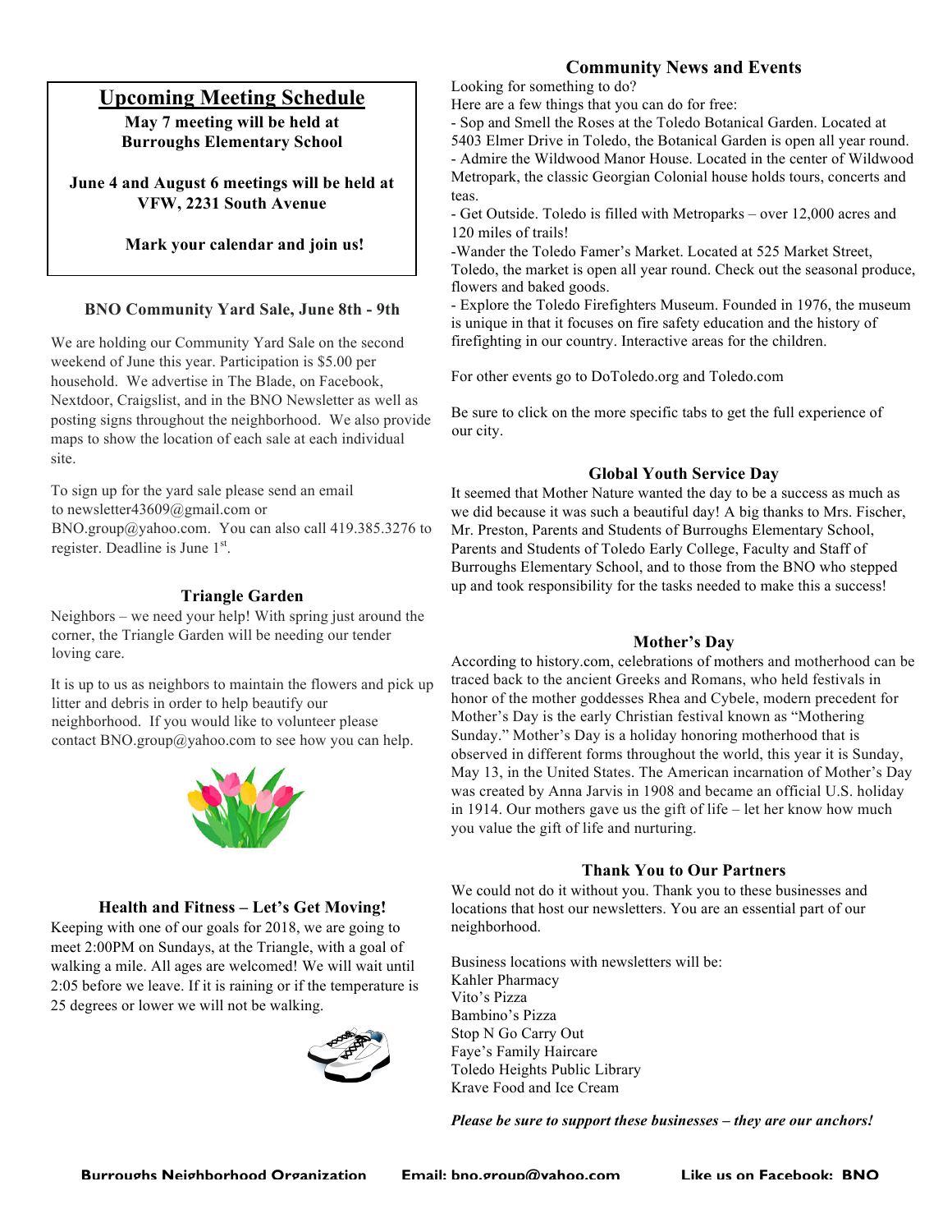## Upcoming Meeting Schedule

**May 7 meeting will be held at Burroughs Elementary School**

**June 4 and August 6 meetings will be held at VFW, 2231 South Avenue**

**Mark your calendar and join us!**

### BNO Community Yard Sale, June 8th - 9th

We are holding our Community Yard Sale on the second weekend of June this year. Participation is $5.00 per household. We advertise in The Blade, on Facebook, Nextdoor, Craigslist, and in the BNO Newsletter as well as posting signs throughout the neighborhood. We also provide maps to show the location of each sale at each individual site.

To sign up for the yard sale please send an email to newsletter43609@gmail.com or BNO.group@yahoo.com. You can also call 419.385.3276 to register. Deadline is June 1st.

### Triangle Garden

Neighbors – we need your help! With spring just around the corner, the Triangle Garden will be needing our tender loving care.

It is up to us as neighbors to maintain the flowers and pick up litter and debris in order to help beautify our neighborhood. If you would like to volunteer please contact BNO.group@yahoo.com to see how you can help.

### Health and Fitness – Let's Get Moving!

Keeping with one of our goals for 2018, we are going to meet 2:00PM on Sundays, at the Triangle, with a goal of walking a mile. All ages are welcomed! We will wait until 2:05 before we leave. If it is raining or if the temperature is 25 degrees or lower we will not be walking.

### Community News and Events

Looking for something to do?
Here are a few things that you can do for free:

- Sop and Smell the Roses at the Toledo Botanical Garden. Located at 5403 Elmer Drive in Toledo, the Botanical Garden is open all year round.
- Admire the Wildwood Manor House. Located in the center of Wildwood Metropark, the classic Georgian Colonial house holds tours, concerts and teas.
- Get Outside. Toledo is filled with Metroparks – over 12,000 acres and 120 miles of trails!
- Wander the Toledo Famer's Market. Located at 525 Market Street, Toledo, the market is open all year round. Check out the seasonal produce, flowers and baked goods.
- Explore the Toledo Firefighters Museum. Founded in 1976, the museum is unique in that it focuses on fire safety education and the history of firefighting in our country. Interactive areas for the children.

For other events go to DoToledo.org and Toledo.com

Be sure to click on the more specific tabs to get the full experience of our city.

### Global Youth Service Day

It seemed that Mother Nature wanted the day to be a success as much as we did because it was such a beautiful day! A big thanks to Mrs. Fischer, Mr. Preston, Parents and Students of Burroughs Elementary School, Parents and Students of Toledo Early College, Faculty and Staff of Burroughs Elementary School, and to those from the BNO who stepped up and took responsibility for the tasks needed to make this a success!

### Mother's Day

According to history.com, celebrations of mothers and motherhood can be traced back to the ancient Greeks and Romans, who held festivals in honor of the mother goddesses Rhea and Cybele, modern precedent for Mother's Day is the early Christian festival known as "Mothering Sunday." Mother's Day is a holiday honoring motherhood that is observed in different forms throughout the world, this year it is Sunday, May 13, in the United States. The American incarnation of Mother's Day was created by Anna Jarvis in 1908 and became an official U.S. holiday in 1914. Our mothers gave us the gift of life – let her know how much you value the gift of life and nurturing.

### Thank You to Our Partners

We could not do it without you. Thank you to these businesses and locations that host our newsletters. You are an essential part of our neighborhood.

Business locations with newsletters will be:
Kahler Pharmacy
Vito's Pizza
Bambino's Pizza
Stop N Go Carry Out
Faye's Family Haircare
Toledo Heights Public Library
Krave Food and Ice Cream

***Please be sure to support these businesses – they are our anchors!***

**Burroughs Neighborhood Organization** **Email: bno.group@yahoo.com** **Like us on Facebook: BNO**